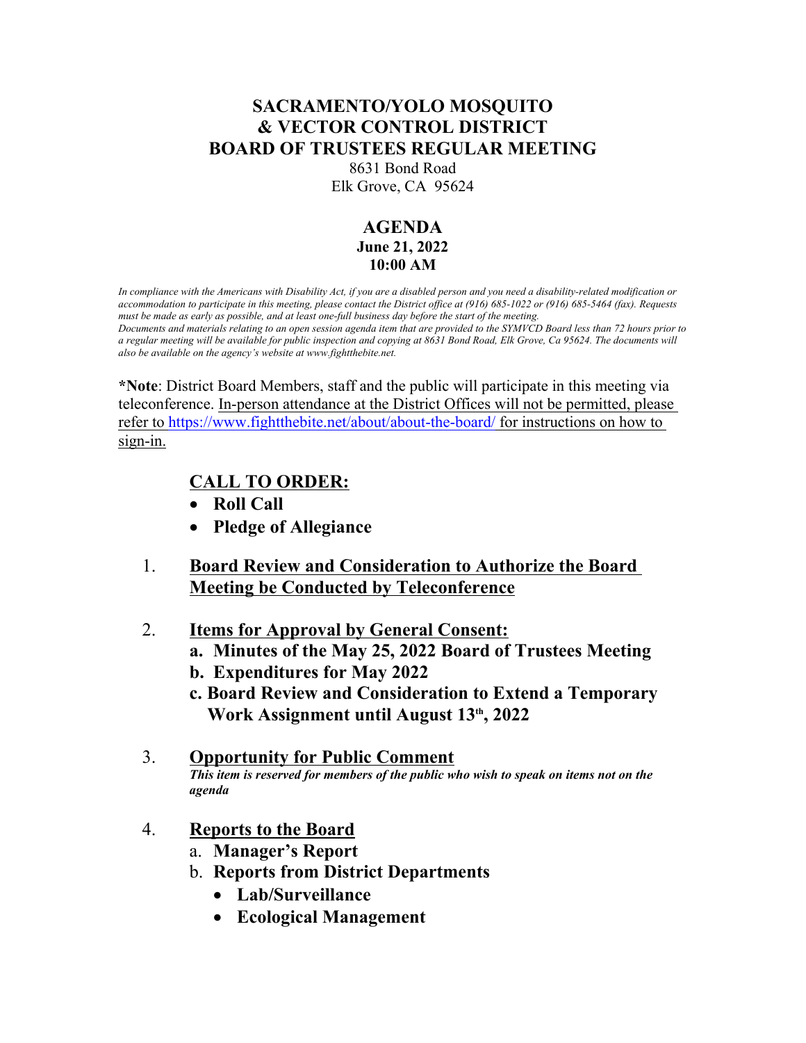# SACRAMENTO/YOLO MOSQUITO & VECTOR CONTROL DISTRICT BOARD OF TRUSTEES REGULAR MEETING

8631 Bond Road
Elk Grove, CA 95624

## AGENDA

**June 21, 2022**
**10:00 AM**

*In compliance with the Americans with Disability Act, if you are a disabled person and you need a disability-related modification or accommodation to participate in this meeting, please contact the District office at (916) 685-1022 or (916) 685-5464 (fax). Requests must be made as early as possible, and at least one-full business day before the start of the meeting.*
*Documents and materials relating to an open session agenda item that are provided to the SYMVCD Board less than 72 hours prior to a regular meeting will be available for public inspection and copying at 8631 Bond Road, Elk Grove, Ca 95624. The documents will also be available on the agency's website at www.fightthebite.net.*

***Note**: District Board Members, staff and the public will participate in this meeting via teleconference. In-person attendance at the District Offices will not be permitted, please refer to https://www.fightthebite.net/about/about-the-board/ for instructions on how to sign-in.

**CALL TO ORDER:**

- **Roll Call**
- **Pledge of Allegiance**

1. **Board Review and Consideration to Authorize the Board Meeting be Conducted by Teleconference**

2. **Items for Approval by General Consent:**
   - **a. Minutes of the May 25, 2022 Board of Trustees Meeting**
   - **b. Expenditures for May 2022**
   - **c. Board Review and Consideration to Extend a Temporary Work Assignment until August 13th, 2022**

3. **Opportunity for Public Comment**
   ***This item is reserved for members of the public who wish to speak on items not on the agenda***

4. **Reports to the Board**
   - a. **Manager's Report**
   - b. **Reports from District Departments**
     - **Lab/Surveillance**
     - **Ecological Management**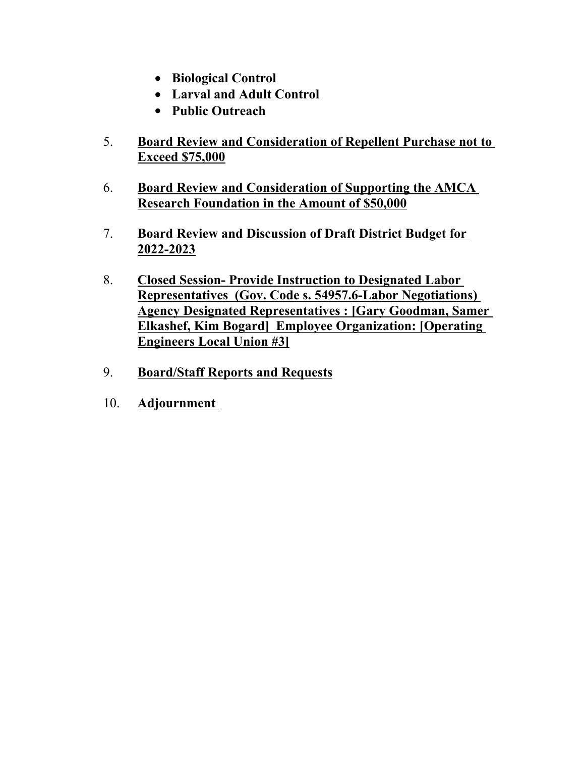- **Biological Control**
- **Larval and Adult Control**
- **Public Outreach**

5. **Board Review and Consideration of Repellent Purchase not to Exceed $75,000**

6. **Board Review and Consideration of Supporting the AMCA Research Foundation in the Amount of $50,000**

7. **Board Review and Discussion of Draft District Budget for 2022-2023**

8. **Closed Session- Provide Instruction to Designated Labor Representatives (Gov. Code s. 54957.6-Labor Negotiations) Agency Designated Representatives : [Gary Goodman, Samer Elkashef, Kim Bogard] Employee Organization: [Operating Engineers Local Union #3]**

9. **Board/Staff Reports and Requests**

10. **Adjournment**